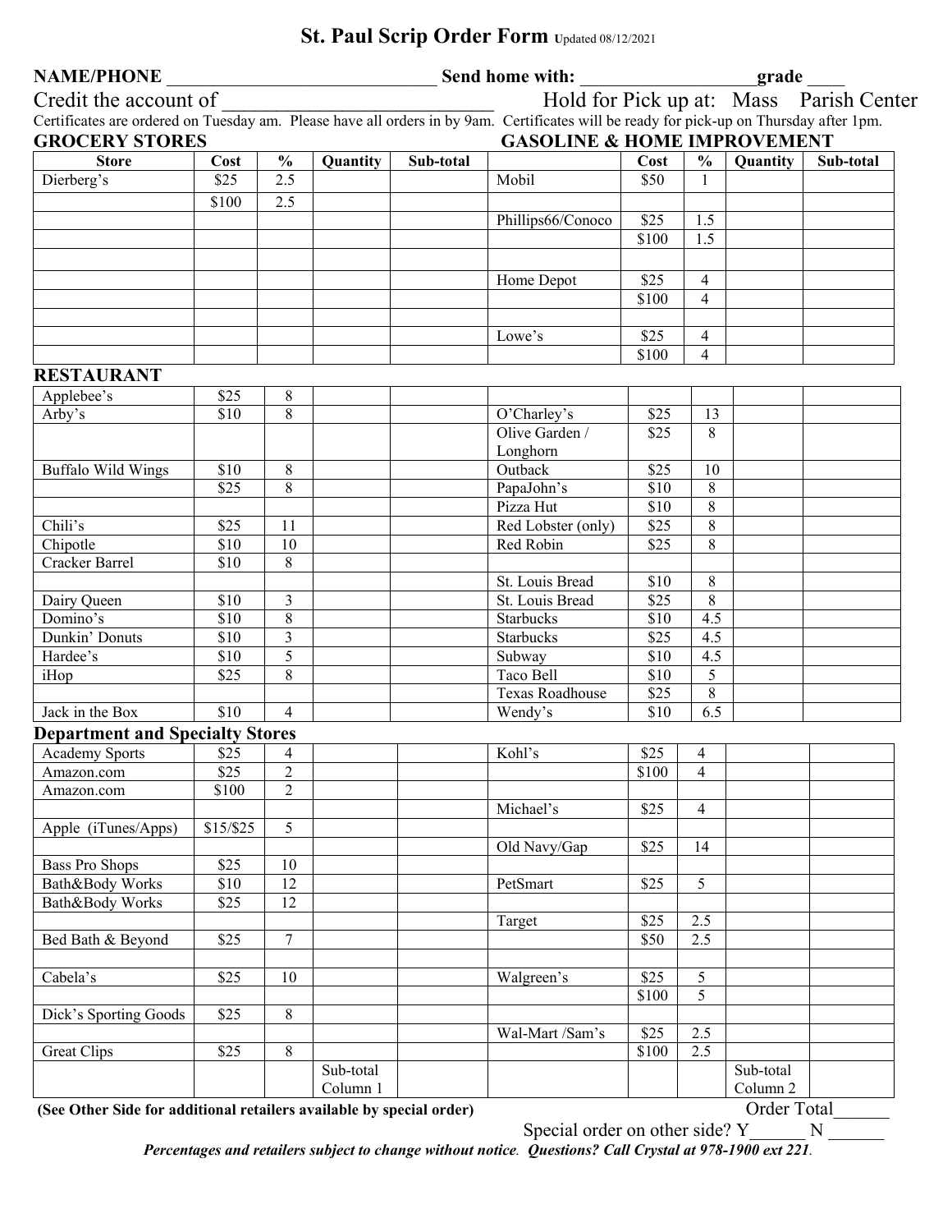# St. Paul Scrip Order Form Updated 08/12/2021

**NAME/PHONE** ______________________________ **Send home with:** ___________________**grade** ____

Credit the account of ____________________________ Hold for Pick up at: Mass Parish Center

Certificates are ordered on Tuesday am. Please have all orders in by 9am. Certificates will be ready for pick-up on Thursday after 1pm.

## GROCERY STORES / GASOLINE & HOME IMPROVEMENT

| Store | Cost | % | Quantity | Sub-total | | Cost | % | Quantity | Sub-total |
|---|---|---|---|---|---|---|---|---|---|
| Dierberg's | $25 | 2.5 | | | Mobil | $50 | 1 | | |
| | $100 | 2.5 | | | | | | | |
| | | | | | Phillips66/Conoco | $25 | 1.5 | | |
| | | | | | | $100 | 1.5 | | |
| | | | | | | | | | |
| | | | | | Home Depot | $25 | 4 | | |
| | | | | | | $100 | 4 | | |
| | | | | | | | | | |
| | | | | | Lowe's | $25 | 4 | | |
| | | | | | | $100 | 4 | | |

## RESTAURANT

| Store | Cost | % | Quantity | Sub-total | | Cost | % | Quantity | Sub-total |
|---|---|---|---|---|---|---|---|---|---|
| Applebee's | $25 | 8 | | | | | | | |
| Arby's | $10 | 8 | | | O'Charley's | $25 | 13 | | |
| | | | | | Olive Garden / Longhorn | $25 | 8 | | |
| Buffalo Wild Wings | $10 | 8 | | | Outback | $25 | 10 | | |
| | $25 | 8 | | | PapaJohn's | $10 | 8 | | |
| | | | | | Pizza Hut | $10 | 8 | | |
| Chili's | $25 | 11 | | | Red Lobster (only) | $25 | 8 | | |
| Chipotle | $10 | 10 | | | Red Robin | $25 | 8 | | |
| Cracker Barrel | $10 | 8 | | | | | | | |
| | | | | | St. Louis Bread | $10 | 8 | | |
| Dairy Queen | $10 | 3 | | | St. Louis Bread | $25 | 8 | | |
| Domino's | $10 | 8 | | | Starbucks | $10 | 4.5 | | |
| Dunkin' Donuts | $10 | 3 | | | Starbucks | $25 | 4.5 | | |
| Hardee's | $10 | 5 | | | Subway | $10 | 4.5 | | |
| iHop | $25 | 8 | | | Taco Bell | $10 | 5 | | |
| | | | | | Texas Roadhouse | $25 | 8 | | |
| Jack in the Box | $10 | 4 | | | Wendy's | $10 | 6.5 | | |

## Department and Specialty Stores

| Store | Cost | % | Quantity | Sub-total | | Cost | % | Quantity | Sub-total |
|---|---|---|---|---|---|---|---|---|---|
| Academy Sports | $25 | 4 | | | Kohl's | $25 | 4 | | |
| Amazon.com | $25 | 2 | | | | $100 | 4 | | |
| Amazon.com | $100 | 2 | | | | | | | |
| | | | | | Michael's | $25 | 4 | | |
| Apple (iTunes/Apps) | $15/$25 | 5 | | | | | | | |
| | | | | | Old Navy/Gap | $25 | 14 | | |
| Bass Pro Shops | $25 | 10 | | | | | | | |
| Bath&Body Works | $10 | 12 | | | PetSmart | $25 | 5 | | |
| Bath&Body Works | $25 | 12 | | | | | | | |
| | | | | | Target | $25 | 2.5 | | |
| Bed Bath & Beyond | $25 | 7 | | | | $50 | 2.5 | | |
| | | | | | | | | | |
| Cabela's | $25 | 10 | | | Walgreen's | $25 | 5 | | |
| | | | | | | $100 | 5 | | |
| Dick's Sporting Goods | $25 | 8 | | | | | | | |
| | | | | | Wal-Mart /Sam's | $25 | 2.5 | | |
| Great Clips | $25 | 8 | | | | $100 | 2.5 | | |
| | | | Sub-total Column 1 | | | | | Sub-total Column 2 | |

**(See Other Side for additional retailers available by special order)**

Order Total______

Special order on other side? Y______ N ______

***Percentages and retailers subject to change without notice. Questions? Call Crystal at 978-1900 ext 221.***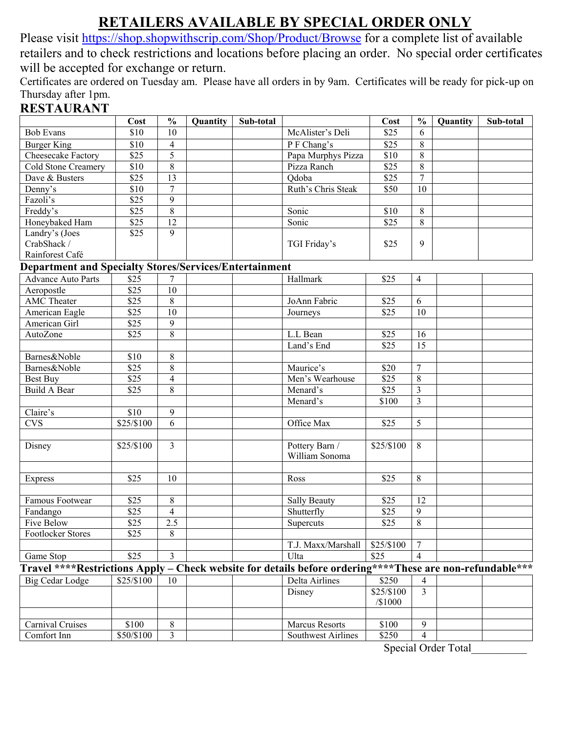# RETAILERS AVAILABLE BY SPECIAL ORDER ONLY

Please visit https://shop.shopwithscrip.com/Shop/Product/Browse for a complete list of available retailers and to check restrictions and locations before placing an order. No special order certificates will be accepted for exchange or return.

Certificates are ordered on Tuesday am. Please have all orders in by 9am. Certificates will be ready for pick-up on Thursday after 1pm.

## RESTAURANT

| | Cost | % | Quantity | Sub-total | | Cost | % | Quantity | Sub-total |
|---|---|---|---|---|---|---|---|---|---|
| Bob Evans | $10 | 10 | | | McAlister's Deli | $25 | 6 | | |
| Burger King | $10 | 4 | | | P F Chang's | $25 | 8 | | |
| Cheesecake Factory | $25 | 5 | | | Papa Murphys Pizza | $10 | 8 | | |
| Cold Stone Creamery | $10 | 8 | | | Pizza Ranch | $25 | 8 | | |
| Dave & Busters | $25 | 13 | | | Qdoba | $25 | 7 | | |
| Denny's | $10 | 7 | | | Ruth's Chris Steak | $50 | 10 | | |
| Fazoli's | $25 | 9 | | | | | | | |
| Freddy's | $25 | 8 | | | Sonic | $10 | 8 | | |
| Honeybaked Ham | $25 | 12 | | | Sonic | $25 | 8 | | |
| Landry's (Joes CrabShack / Rainforest Café | $25 | 9 | | | TGI Friday's | $25 | 9 | | |

## Department and Specialty Stores/Services/Entertainment

| | | | | | | | | | |
|---|---|---|---|---|---|---|---|---|---|
| Advance Auto Parts | $25 | 7 | | | Hallmark | $25 | 4 | | |
| Aeropostle | $25 | 10 | | | | | | | |
| AMC Theater | $25 | 8 | | | JoAnn Fabric | $25 | 6 | | |
| American Eagle | $25 | 10 | | | Journeys | $25 | 10 | | |
| American Girl | $25 | 9 | | | | | | | |
| AutoZone | $25 | 8 | | | L.L Bean | $25 | 16 | | |
| | | | | | Land's End | $25 | 15 | | |
| Barnes&Noble | $10 | 8 | | | | | | | |
| Barnes&Noble | $25 | 8 | | | Maurice's | $20 | 7 | | |
| Best Buy | $25 | 4 | | | Men's Wearhouse | $25 | 8 | | |
| Build A Bear | $25 | 8 | | | Menard's | $25 | 3 | | |
| | | | | | Menard's | $100 | 3 | | |
| Claire's | $10 | 9 | | | | | | | |
| CVS | $25/$100 | 6 | | | Office Max | $25 | 5 | | |
| | | | | | | | | | |
| Disney | $25/$100 | 3 | | | Pottery Barn / William Sonoma | $25/$100 | 8 | | |
| | | | | | | | | | |
| Express | $25 | 10 | | | Ross | $25 | 8 | | |
| | | | | | | | | | |
| Famous Footwear | $25 | 8 | | | Sally Beauty | $25 | 12 | | |
| Fandango | $25 | 4 | | | Shutterfly | $25 | 9 | | |
| Five Below | $25 | 2.5 | | | Supercuts | $25 | 8 | | |
| Footlocker Stores | $25 | 8 | | | | | | | |
| | | | | | T.J. Maxx/Marshall | $25/$100 | 7 | | |
| Game Stop | $25 | 3 | | | Ulta | $25 | 4 | | |

## Travel ****Restrictions Apply – Check website for details before ordering****These are non-refundable***

| | | | | | | | | | |
|---|---|---|---|---|---|---|---|---|---|
| Big Cedar Lodge | $25/$100 | 10 | | | Delta Airlines | $250 | 4 | | |
| | | | | | Disney | $25/$100 /$1000 | 3 | | |
| | | | | | | | | | |
| Carnival Cruises | $100 | 8 | | | Marcus Resorts | $100 | 9 | | |
| Comfort Inn | $50/$100 | 3 | | | Southwest Airlines | $250 | 4 | | |

Special Order Total__________